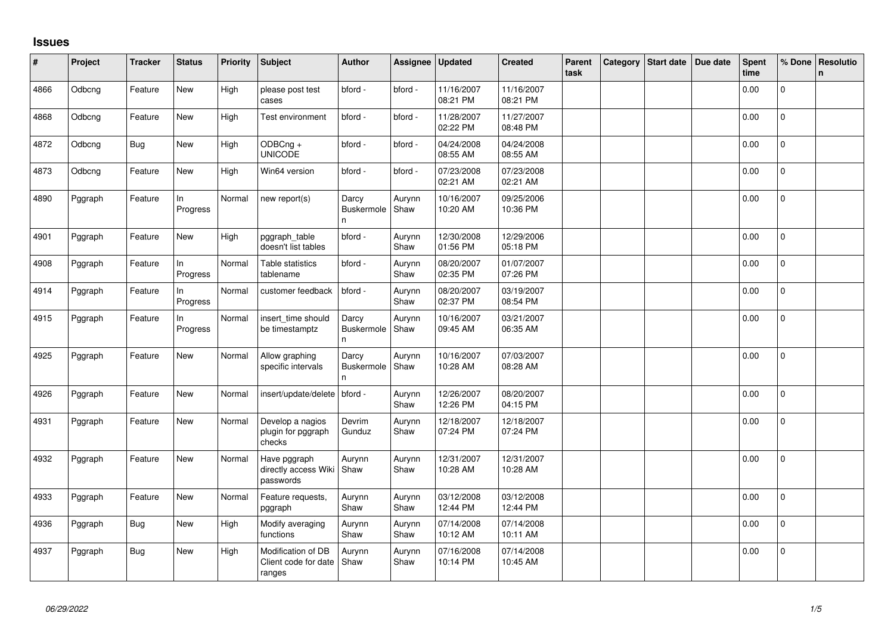# Issues

| # | Project | Tracker | Status | Priority | Subject | Author | Assignee | Updated | Created | Parent task | Category | Start date | Due date | Spent time | % Done | Resolution |
|---|---|---|---|---|---|---|---|---|---|---|---|---|---|---|---|---|
| 4866 | Odbcng | Feature | New | High | please post test cases | bford - | bford - | 11/16/2007 08:21 PM | 11/16/2007 08:21 PM | | | | | 0.00 | 0 | |
| 4868 | Odbcng | Feature | New | High | Test environment | bford - | bford - | 11/28/2007 02:22 PM | 11/27/2007 08:48 PM | | | | | 0.00 | 0 | |
| 4872 | Odbcng | Bug | New | High | ODBCng + UNICODE | bford - | bford - | 04/24/2008 08:55 AM | 04/24/2008 08:55 AM | | | | | 0.00 | 0 | |
| 4873 | Odbcng | Feature | New | High | Win64 version | bford - | bford - | 07/23/2008 02:21 AM | 07/23/2008 02:21 AM | | | | | 0.00 | 0 | |
| 4890 | Pggraph | Feature | In Progress | Normal | new report(s) | Darcy Buskermolen | Aurynn Shaw | 10/16/2007 10:20 AM | 09/25/2006 10:36 PM | | | | | 0.00 | 0 | |
| 4901 | Pggraph | Feature | New | High | pggraph_table doesn't list tables | bford - | Aurynn Shaw | 12/30/2008 01:56 PM | 12/29/2006 05:18 PM | | | | | 0.00 | 0 | |
| 4908 | Pggraph | Feature | In Progress | Normal | Table statistics tablename | bford - | Aurynn Shaw | 08/20/2007 02:35 PM | 01/07/2007 07:26 PM | | | | | 0.00 | 0 | |
| 4914 | Pggraph | Feature | In Progress | Normal | customer feedback | bford - | Aurynn Shaw | 08/20/2007 02:37 PM | 03/19/2007 08:54 PM | | | | | 0.00 | 0 | |
| 4915 | Pggraph | Feature | In Progress | Normal | insert_time should be timestamptz | Darcy Buskermolen | Aurynn Shaw | 10/16/2007 09:45 AM | 03/21/2007 06:35 AM | | | | | 0.00 | 0 | |
| 4925 | Pggraph | Feature | New | Normal | Allow graphing specific intervals | Darcy Buskermolen | Aurynn Shaw | 10/16/2007 10:28 AM | 07/03/2007 08:28 AM | | | | | 0.00 | 0 | |
| 4926 | Pggraph | Feature | New | Normal | insert/update/delete | bford - | Aurynn Shaw | 12/26/2007 12:26 PM | 08/20/2007 04:15 PM | | | | | 0.00 | 0 | |
| 4931 | Pggraph | Feature | New | Normal | Develop a nagios plugin for pggraph checks | Devrim Gunduz | Aurynn Shaw | 12/18/2007 07:24 PM | 12/18/2007 07:24 PM | | | | | 0.00 | 0 | |
| 4932 | Pggraph | Feature | New | Normal | Have pggraph directly access Wiki passwords | Aurynn Shaw | Aurynn Shaw | 12/31/2007 10:28 AM | 12/31/2007 10:28 AM | | | | | 0.00 | 0 | |
| 4933 | Pggraph | Feature | New | Normal | Feature requests, pggraph | Aurynn Shaw | Aurynn Shaw | 03/12/2008 12:44 PM | 03/12/2008 12:44 PM | | | | | 0.00 | 0 | |
| 4936 | Pggraph | Bug | New | High | Modify averaging functions | Aurynn Shaw | Aurynn Shaw | 07/14/2008 10:12 AM | 07/14/2008 10:11 AM | | | | | 0.00 | 0 | |
| 4937 | Pggraph | Bug | New | High | Modification of DB Client code for date ranges | Aurynn Shaw | Aurynn Shaw | 07/16/2008 10:14 PM | 07/14/2008 10:45 AM | | | | | 0.00 | 0 | |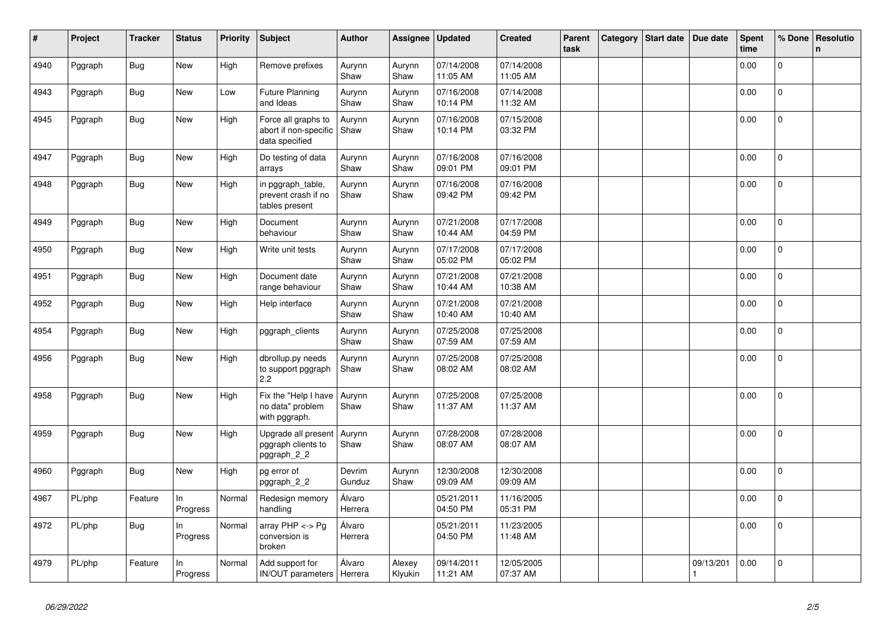| # | Project | Tracker | Status | Priority | Subject | Author | Assignee | Updated | Created | Parent task | Category | Start date | Due date | Spent time | % Done | Resolution |
|---|---|---|---|---|---|---|---|---|---|---|---|---|---|---|---|---|
| 4940 | Pggraph | Bug | New | High | Remove prefixes | Aurynn Shaw | Aurynn Shaw | 07/14/2008 11:05 AM | 07/14/2008 11:05 AM | | | | | 0.00 | 0 | |
| 4943 | Pggraph | Bug | New | Low | Future Planning and Ideas | Aurynn Shaw | Aurynn Shaw | 07/16/2008 10:14 PM | 07/14/2008 11:32 AM | | | | | 0.00 | 0 | |
| 4945 | Pggraph | Bug | New | High | Force all graphs to abort if non-specific data specified | Aurynn Shaw | Aurynn Shaw | 07/16/2008 10:14 PM | 07/15/2008 03:32 PM | | | | | 0.00 | 0 | |
| 4947 | Pggraph | Bug | New | High | Do testing of data arrays | Aurynn Shaw | Aurynn Shaw | 07/16/2008 09:01 PM | 07/16/2008 09:01 PM | | | | | 0.00 | 0 | |
| 4948 | Pggraph | Bug | New | High | in pggraph_table, prevent crash if no tables present | Aurynn Shaw | Aurynn Shaw | 07/16/2008 09:42 PM | 07/16/2008 09:42 PM | | | | | 0.00 | 0 | |
| 4949 | Pggraph | Bug | New | High | Document behaviour | Aurynn Shaw | Aurynn Shaw | 07/21/2008 10:44 AM | 07/17/2008 04:59 PM | | | | | 0.00 | 0 | |
| 4950 | Pggraph | Bug | New | High | Write unit tests | Aurynn Shaw | Aurynn Shaw | 07/17/2008 05:02 PM | 07/17/2008 05:02 PM | | | | | 0.00 | 0 | |
| 4951 | Pggraph | Bug | New | High | Document date range behaviour | Aurynn Shaw | Aurynn Shaw | 07/21/2008 10:44 AM | 07/21/2008 10:38 AM | | | | | 0.00 | 0 | |
| 4952 | Pggraph | Bug | New | High | Help interface | Aurynn Shaw | Aurynn Shaw | 07/21/2008 10:40 AM | 07/21/2008 10:40 AM | | | | | 0.00 | 0 | |
| 4954 | Pggraph | Bug | New | High | pggraph_clients | Aurynn Shaw | Aurynn Shaw | 07/25/2008 07:59 AM | 07/25/2008 07:59 AM | | | | | 0.00 | 0 | |
| 4956 | Pggraph | Bug | New | High | dbrollup.py needs to support pggraph 2.2 | Aurynn Shaw | Aurynn Shaw | 07/25/2008 08:02 AM | 07/25/2008 08:02 AM | | | | | 0.00 | 0 | |
| 4958 | Pggraph | Bug | New | High | Fix the "Help I have no data" problem with pggraph. | Aurynn Shaw | Aurynn Shaw | 07/25/2008 11:37 AM | 07/25/2008 11:37 AM | | | | | 0.00 | 0 | |
| 4959 | Pggraph | Bug | New | High | Upgrade all present pggraph clients to pggraph_2_2 | Aurynn Shaw | Aurynn Shaw | 07/28/2008 08:07 AM | 07/28/2008 08:07 AM | | | | | 0.00 | 0 | |
| 4960 | Pggraph | Bug | New | High | pg error of pggraph_2_2 | Devrim Gunduz | Aurynn Shaw | 12/30/2008 09:09 AM | 12/30/2008 09:09 AM | | | | | 0.00 | 0 | |
| 4967 | PL/php | Feature | In Progress | Normal | Redesign memory handling | Álvaro Herrera | | 05/21/2011 04:50 PM | 11/16/2005 05:31 PM | | | | | 0.00 | 0 | |
| 4972 | PL/php | Bug | In Progress | Normal | array PHP <-> Pg conversion is broken | Álvaro Herrera | | 05/21/2011 04:50 PM | 11/23/2005 11:48 AM | | | | | 0.00 | 0 | |
| 4979 | PL/php | Feature | In Progress | Normal | Add support for IN/OUT parameters | Álvaro Herrera | Alexey Klyukin | 09/14/2011 11:21 AM | 12/05/2005 07:37 AM | | | | 09/13/2011 | 0.00 | 0 | |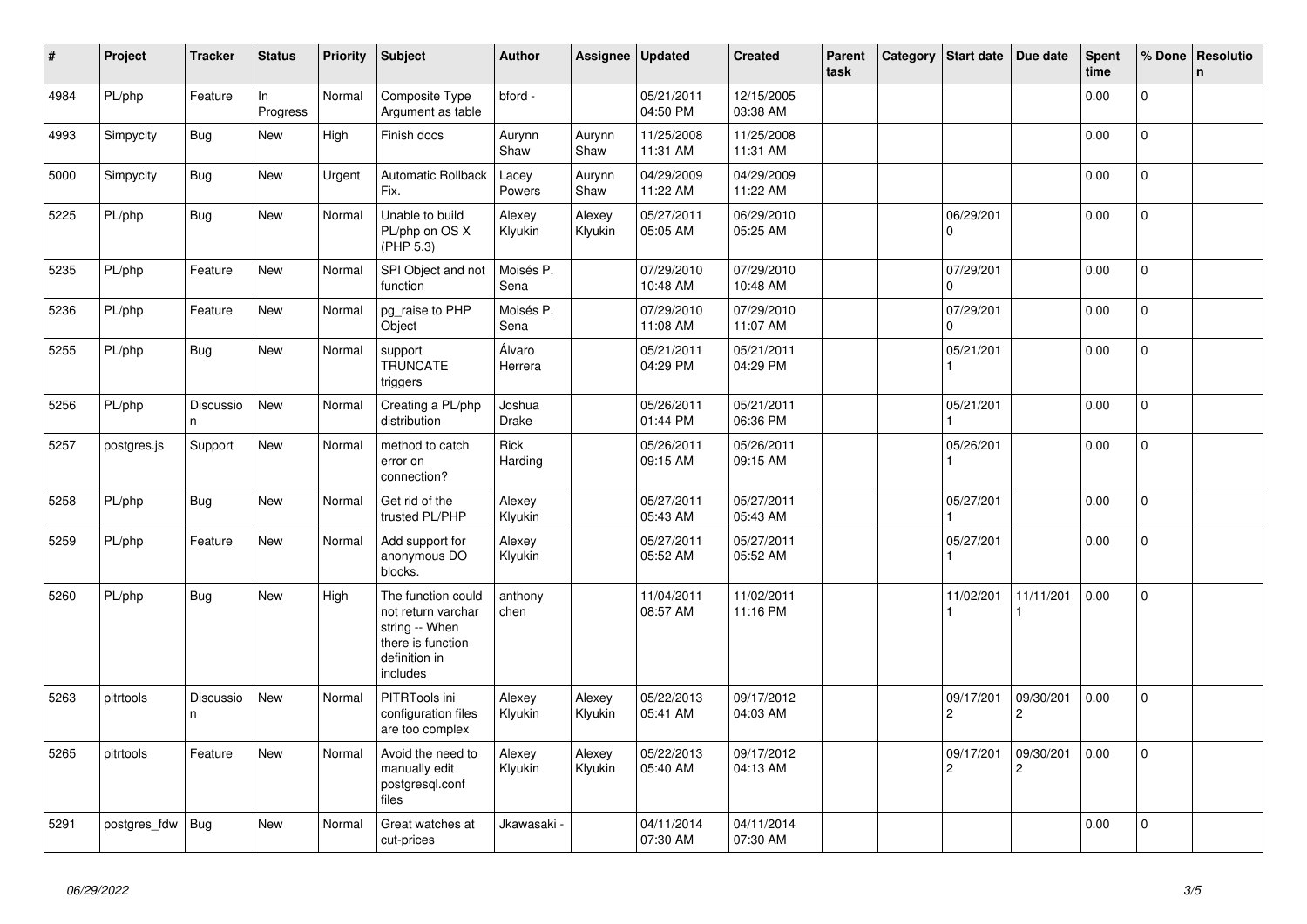| # | Project | Tracker | Status | Priority | Subject | Author | Assignee | Updated | Created | Parent task | Category | Start date | Due date | Spent time | % Done | Resolution |
|---|---|---|---|---|---|---|---|---|---|---|---|---|---|---|---|---|
| 4984 | PL/php | Feature | In Progress | Normal | Composite Type Argument as table | bford - | | 05/21/2011 04:50 PM | 12/15/2005 03:38 AM | | | | | 0.00 | 0 | |
| 4993 | Simpycity | Bug | New | High | Finish docs | Aurynn Shaw | Aurynn Shaw | 11/25/2008 11:31 AM | 11/25/2008 11:31 AM | | | | | 0.00 | 0 | |
| 5000 | Simpycity | Bug | New | Urgent | Automatic Rollback Fix. | Lacey Powers | Aurynn Shaw | 04/29/2009 11:22 AM | 04/29/2009 11:22 AM | | | | | 0.00 | 0 | |
| 5225 | PL/php | Bug | New | Normal | Unable to build PL/php on OS X (PHP 5.3) | Alexey Klyukin | Alexey Klyukin | 05/27/2011 05:05 AM | 06/29/2010 05:25 AM | | | 06/29/2010 | | 0.00 | 0 | |
| 5235 | PL/php | Feature | New | Normal | SPI Object and not function | Moisés P. Sena | | 07/29/2010 10:48 AM | 07/29/2010 10:48 AM | | | 07/29/2010 | | 0.00 | 0 | |
| 5236 | PL/php | Feature | New | Normal | pg_raise to PHP Object | Moisés P. Sena | | 07/29/2010 11:08 AM | 07/29/2010 11:07 AM | | | 07/29/2010 | | 0.00 | 0 | |
| 5255 | PL/php | Bug | New | Normal | support TRUNCATE triggers | Álvaro Herrera | | 05/21/2011 04:29 PM | 05/21/2011 04:29 PM | | | 05/21/2011 | | 0.00 | 0 | |
| 5256 | PL/php | Discussion | New | Normal | Creating a PL/php distribution | Joshua Drake | | 05/26/2011 01:44 PM | 05/21/2011 06:36 PM | | | 05/21/2011 | | 0.00 | 0 | |
| 5257 | postgres.js | Support | New | Normal | method to catch error on connection? | Rick Harding | | 05/26/2011 09:15 AM | 05/26/2011 09:15 AM | | | 05/26/2011 | | 0.00 | 0 | |
| 5258 | PL/php | Bug | New | Normal | Get rid of the trusted PL/PHP | Alexey Klyukin | | 05/27/2011 05:43 AM | 05/27/2011 05:43 AM | | | 05/27/2011 | | 0.00 | 0 | |
| 5259 | PL/php | Feature | New | Normal | Add support for anonymous DO blocks. | Alexey Klyukin | | 05/27/2011 05:52 AM | 05/27/2011 05:52 AM | | | 05/27/2011 | | 0.00 | 0 | |
| 5260 | PL/php | Bug | New | High | The function could not return varchar string -- When there is function definition in includes | anthony chen | | 11/04/2011 08:57 AM | 11/02/2011 11:16 PM | | | 11/02/2011 | 11/11/2011 | 0.00 | 0 | |
| 5263 | pitrtools | Discussion | New | Normal | PITRTools ini configuration files are too complex | Alexey Klyukin | Alexey Klyukin | 05/22/2013 05:41 AM | 09/17/2012 04:03 AM | | | 09/17/2012 | 09/30/2012 | 0.00 | 0 | |
| 5265 | pitrtools | Feature | New | Normal | Avoid the need to manually edit postgresql.conf files | Alexey Klyukin | Alexey Klyukin | 05/22/2013 05:40 AM | 09/17/2012 04:13 AM | | | 09/17/2012 | 09/30/2012 | 0.00 | 0 | |
| 5291 | postgres_fdw | Bug | New | Normal | Great watches at cut-prices | Jkawasaki - | | 04/11/2014 07:30 AM | 04/11/2014 07:30 AM | | | | | 0.00 | 0 | |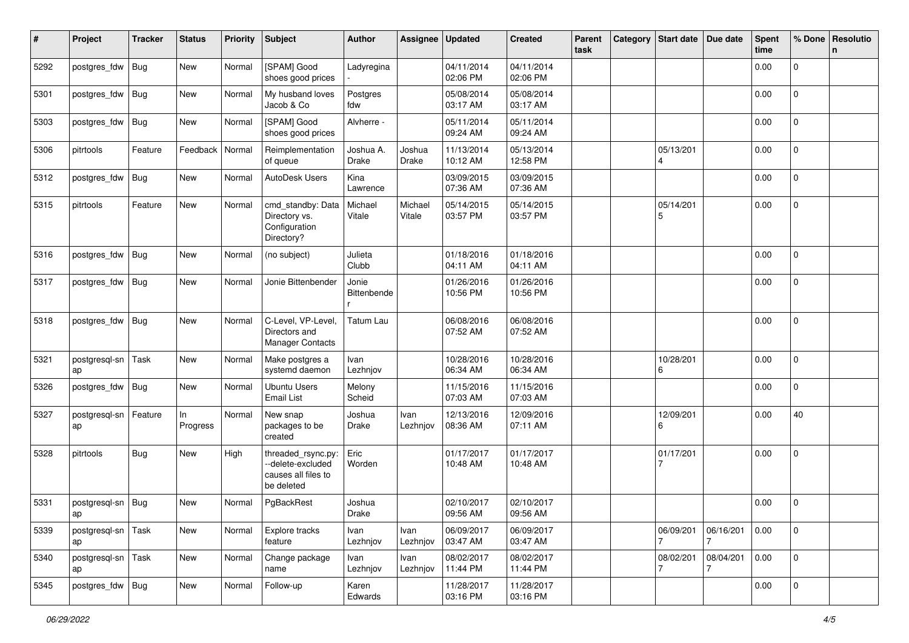| # | Project | Tracker | Status | Priority | Subject | Author | Assignee | Updated | Created | Parent task | Category | Start date | Due date | Spent time | % Done | Resolution |
|---|---|---|---|---|---|---|---|---|---|---|---|---|---|---|---|---|
| 5292 | postgres_fdw | Bug | New | Normal | [SPAM] Good shoes good prices | Ladyregina - | | 04/11/2014 02:06 PM | 04/11/2014 02:06 PM | | | | | 0.00 | 0 | |
| 5301 | postgres_fdw | Bug | New | Normal | My husband loves Jacob & Co | Postgres fdw | | 05/08/2014 03:17 AM | 05/08/2014 03:17 AM | | | | | 0.00 | 0 | |
| 5303 | postgres_fdw | Bug | New | Normal | [SPAM] Good shoes good prices | Alvherre - | | 05/11/2014 09:24 AM | 05/11/2014 09:24 AM | | | | | 0.00 | 0 | |
| 5306 | pitrtools | Feature | Feedback | Normal | Reimplementation of queue | Joshua A. Drake | Joshua Drake | 11/13/2014 10:12 AM | 05/13/2014 12:58 PM | | | 05/13/2014 | | 0.00 | 0 | |
| 5312 | postgres_fdw | Bug | New | Normal | AutoDesk Users | Kina Lawrence | | 03/09/2015 07:36 AM | 03/09/2015 07:36 AM | | | | | 0.00 | 0 | |
| 5315 | pitrtools | Feature | New | Normal | cmd_standby: Data Directory vs. Configuration Directory? | Michael Vitale | Michael Vitale | 05/14/2015 03:57 PM | 05/14/2015 03:57 PM | | | 05/14/2015 | | 0.00 | 0 | |
| 5316 | postgres_fdw | Bug | New | Normal | (no subject) | Julieta Clubb | | 01/18/2016 04:11 AM | 01/18/2016 04:11 AM | | | | | 0.00 | 0 | |
| 5317 | postgres_fdw | Bug | New | Normal | Jonie Bittenbender | Jonie Bittenbender | | 01/26/2016 10:56 PM | 01/26/2016 10:56 PM | | | | | 0.00 | 0 | |
| 5318 | postgres_fdw | Bug | New | Normal | C-Level, VP-Level, Directors and Manager Contacts | Tatum Lau | | 06/08/2016 07:52 AM | 06/08/2016 07:52 AM | | | | | 0.00 | 0 | |
| 5321 | postgresql-snap | Task | New | Normal | Make postgres a systemd daemon | Ivan Lezhnjov | | 10/28/2016 06:34 AM | 10/28/2016 06:34 AM | | | 10/28/2016 | | 0.00 | 0 | |
| 5326 | postgres_fdw | Bug | New | Normal | Ubuntu Users Email List | Melony Scheid | | 11/15/2016 07:03 AM | 11/15/2016 07:03 AM | | | | | 0.00 | 0 | |
| 5327 | postgresql-snap | Feature | In Progress | Normal | New snap packages to be created | Joshua Drake | Ivan Lezhnjov | 12/13/2016 08:36 AM | 12/09/2016 07:11 AM | | | 12/09/2016 | | 0.00 | 40 | |
| 5328 | pitrtools | Bug | New | High | threaded_rsync.py: --delete-excluded causes all files to be deleted | Eric Worden | | 01/17/2017 10:48 AM | 01/17/2017 10:48 AM | | | 01/17/2017 | | 0.00 | 0 | |
| 5331 | postgresql-snap | Bug | New | Normal | PgBackRest | Joshua Drake | | 02/10/2017 09:56 AM | 02/10/2017 09:56 AM | | | | | 0.00 | 0 | |
| 5339 | postgresql-snap | Task | New | Normal | Explore tracks feature | Ivan Lezhnjov | Ivan Lezhnjov | 06/09/2017 03:47 AM | 06/09/2017 03:47 AM | | | 06/09/2017 | 06/16/2017 | 0.00 | 0 | |
| 5340 | postgresql-snap | Task | New | Normal | Change package name | Ivan Lezhnjov | Ivan Lezhnjov | 08/02/2017 11:44 PM | 08/02/2017 11:44 PM | | | 08/02/2017 | 08/04/2017 | 0.00 | 0 | |
| 5345 | postgres_fdw | Bug | New | Normal | Follow-up | Karen Edwards | | 11/28/2017 03:16 PM | 11/28/2017 03:16 PM | | | | | 0.00 | 0 | |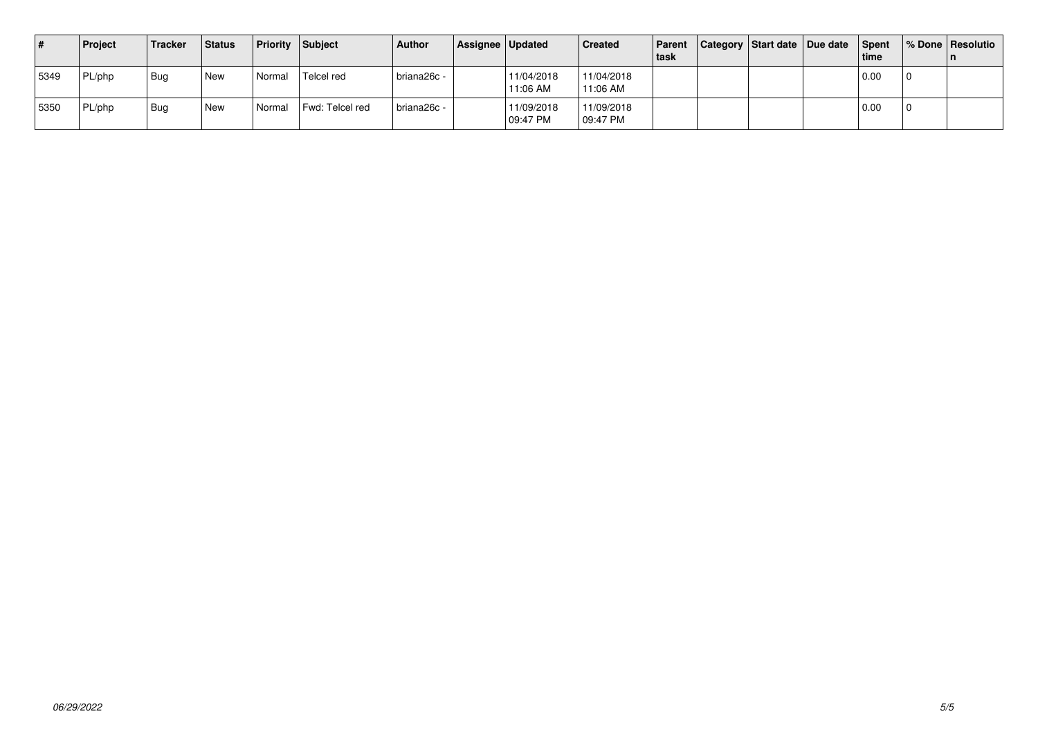| # | Project | Tracker | Status | Priority | Subject | Author | Assignee | Updated | Created | Parent task | Category | Start date | Due date | Spent time | % Done | Resolution |
|---|---|---|---|---|---|---|---|---|---|---|---|---|---|---|---|---|
| 5349 | PL/php | Bug | New | Normal | Telcel red | briana26c - | | 11/04/2018 11:06 AM | 11/04/2018 11:06 AM | | | | | 0.00 | 0 | |
| 5350 | PL/php | Bug | New | Normal | Fwd: Telcel red | briana26c - | | 11/09/2018 09:47 PM | 11/09/2018 09:47 PM | | | | | 0.00 | 0 | |